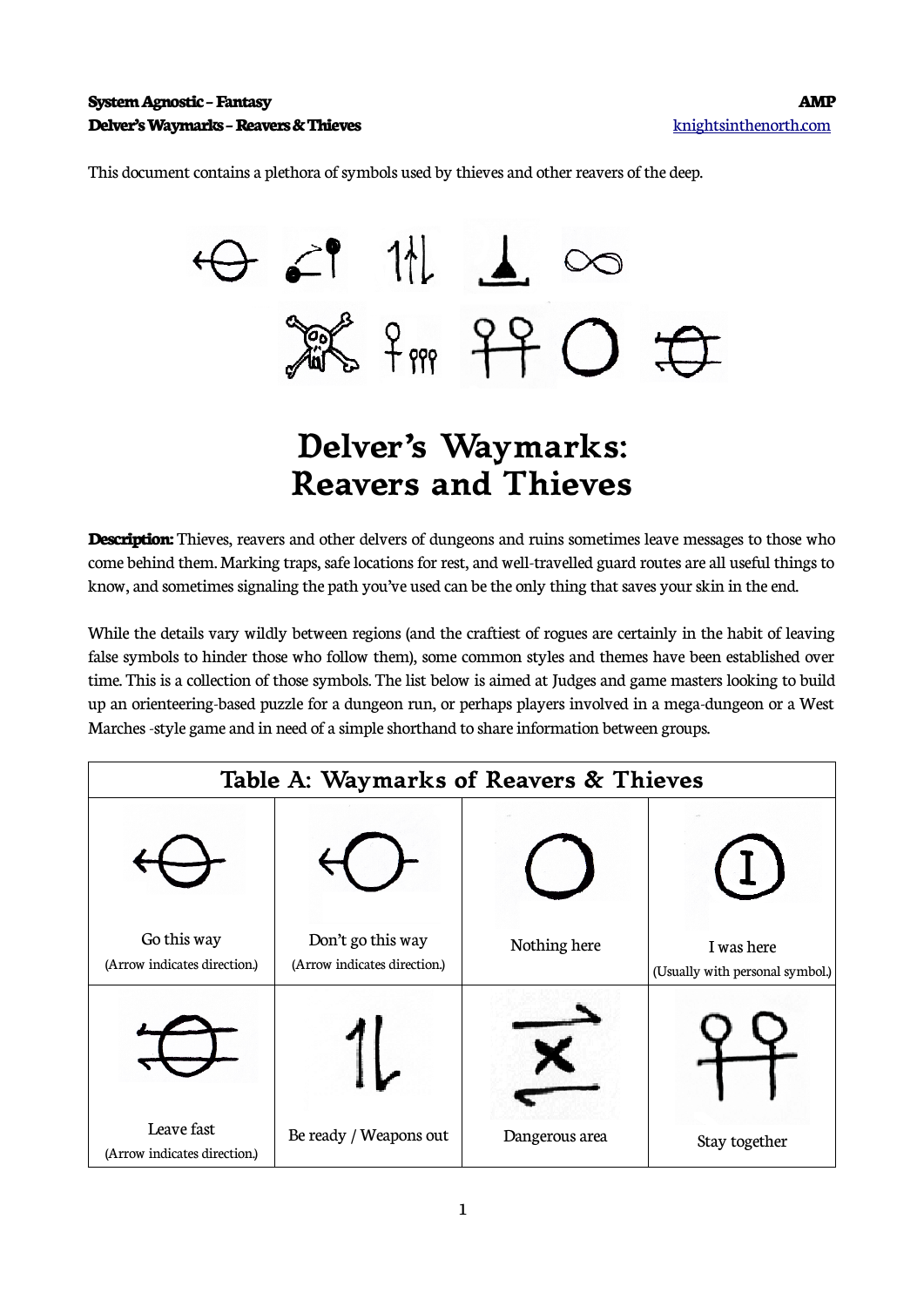This document contains a plethora of symbols used by thieves and other reavers of the deep.

# Delver's Waymarks: Reavers and Thieves

**Description:** Thieves, reavers and other delvers of dungeons and ruins sometimes leave messages to those who come behind them. Marking traps, safe locations for rest, and well-travelled guard routes are all useful things to know, and sometimes signaling the path you've used can be the only thing that saves your skin in the end.

While the details vary wildly between regions (and the craftiest of rogues are certainly in the habit of leaving false symbols to hinder those who follow them), some common styles and themes have been established over time. This is a collection of those symbols. The list below is aimed at Judges and game masters looking to build up an orienteering-based puzzle for a dungeon run, or perhaps players involved in a mega-dungeon or a West Marches -style game and in need of a simple shorthand to share information between groups.

| Table A: Waymarks of Reavers & Thieves | | | |
|---|---|---|---|
| Go this way (Arrow indicates direction.) | Don't go this way (Arrow indicates direction.) | Nothing here | I was here (Usually with personal symbol.) |
| Leave fast (Arrow indicates direction.) | Be ready / Weapons out | Dangerous area | Stay together |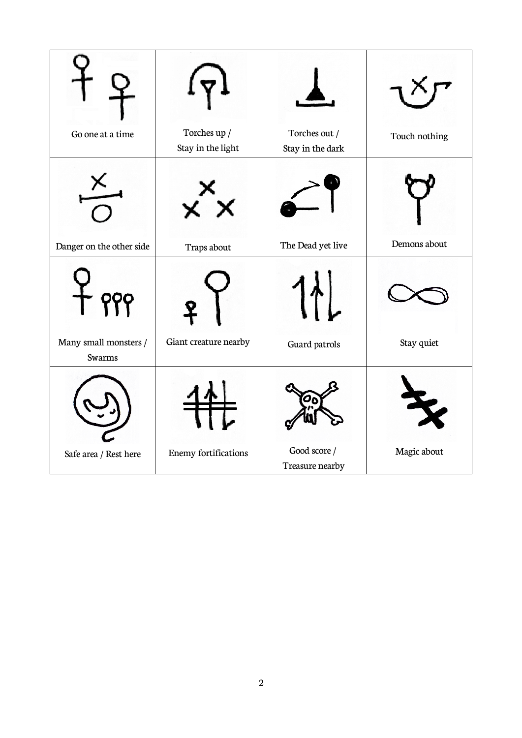| | | | |
|---|---|---|---|
| Go one at a time | Torches up / Stay in the light | Torches out / Stay in the dark | Touch nothing |
| Danger on the other side | Traps about | The Dead yet live | Demons about |
| Many small monsters / Swarms | Giant creature nearby | Guard patrols | Stay quiet |
| Safe area / Rest here | Enemy fortifications | Good score / Treasure nearby | Magic about |